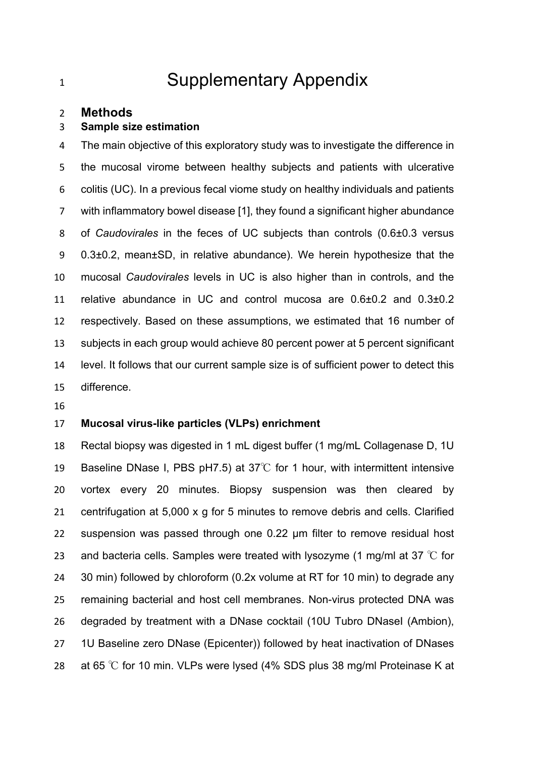# Supplementary Appendix

## Methods

### Sample size estimation

The main objective of this exploratory study was to investigate the difference in the mucosal virome between healthy subjects and patients with ulcerative colitis (UC). In a previous fecal viome study on healthy individuals and patients with inflammatory bowel disease [1], they found a significant higher abundance of *Caudovirales* in the feces of UC subjects than controls (0.6±0.3 versus 0.3±0.2, mean±SD, in relative abundance). We herein hypothesize that the mucosal *Caudovirales* levels in UC is also higher than in controls, and the relative abundance in UC and control mucosa are 0.6±0.2 and 0.3±0.2 respectively. Based on these assumptions, we estimated that 16 number of subjects in each group would achieve 80 percent power at 5 percent significant level. It follows that our current sample size is of sufficient power to detect this difference.

### Mucosal virus-like particles (VLPs) enrichment

Rectal biopsy was digested in 1 mL digest buffer (1 mg/mL Collagenase D, 1U Baseline DNase I, PBS pH7.5) at 37℃ for 1 hour, with intermittent intensive vortex every 20 minutes. Biopsy suspension was then cleared by centrifugation at 5,000 x g for 5 minutes to remove debris and cells. Clarified suspension was passed through one 0.22 μm filter to remove residual host and bacteria cells. Samples were treated with lysozyme (1 mg/ml at 37 ℃ for 30 min) followed by chloroform (0.2x volume at RT for 10 min) to degrade any remaining bacterial and host cell membranes. Non-virus protected DNA was degraded by treatment with a DNase cocktail (10U Tubro DNaseI (Ambion), 1U Baseline zero DNase (Epicenter)) followed by heat inactivation of DNases at 65 ℃ for 10 min. VLPs were lysed (4% SDS plus 38 mg/ml Proteinase K at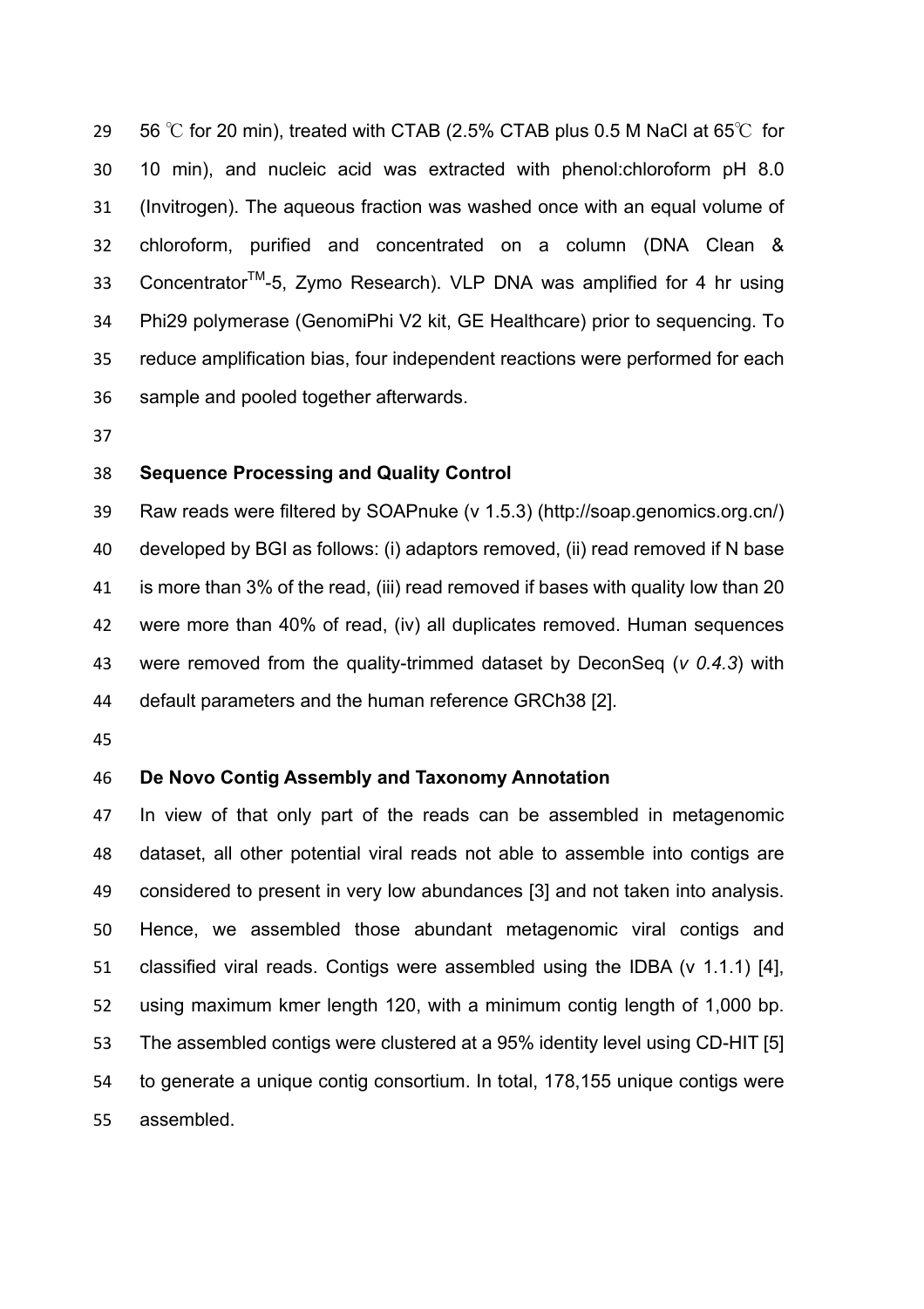56 ℃ for 20 min), treated with CTAB (2.5% CTAB plus 0.5 M NaCl at 65℃ for 10 min), and nucleic acid was extracted with phenol:chloroform pH 8.0 (Invitrogen). The aqueous fraction was washed once with an equal volume of chloroform, purified and concentrated on a column (DNA Clean & Concentrator$^{TM}$-5, Zymo Research). VLP DNA was amplified for 4 hr using Phi29 polymerase (GenomiPhi V2 kit, GE Healthcare) prior to sequencing. To reduce amplification bias, four independent reactions were performed for each sample and pooled together afterwards.

**Sequence Processing and Quality Control**

Raw reads were filtered by SOAPnuke (v 1.5.3) (http://soap.genomics.org.cn/) developed by BGI as follows: (i) adaptors removed, (ii) read removed if N base is more than 3% of the read, (iii) read removed if bases with quality low than 20 were more than 40% of read, (iv) all duplicates removed. Human sequences were removed from the quality-trimmed dataset by DeconSeq (*v 0.4.3*) with default parameters and the human reference GRCh38 [2].

**De Novo Contig Assembly and Taxonomy Annotation**

In view of that only part of the reads can be assembled in metagenomic dataset, all other potential viral reads not able to assemble into contigs are considered to present in very low abundances [3] and not taken into analysis. Hence, we assembled those abundant metagenomic viral contigs and classified viral reads. Contigs were assembled using the IDBA (v 1.1.1) [4], using maximum kmer length 120, with a minimum contig length of 1,000 bp. The assembled contigs were clustered at a 95% identity level using CD-HIT [5] to generate a unique contig consortium. In total, 178,155 unique contigs were assembled.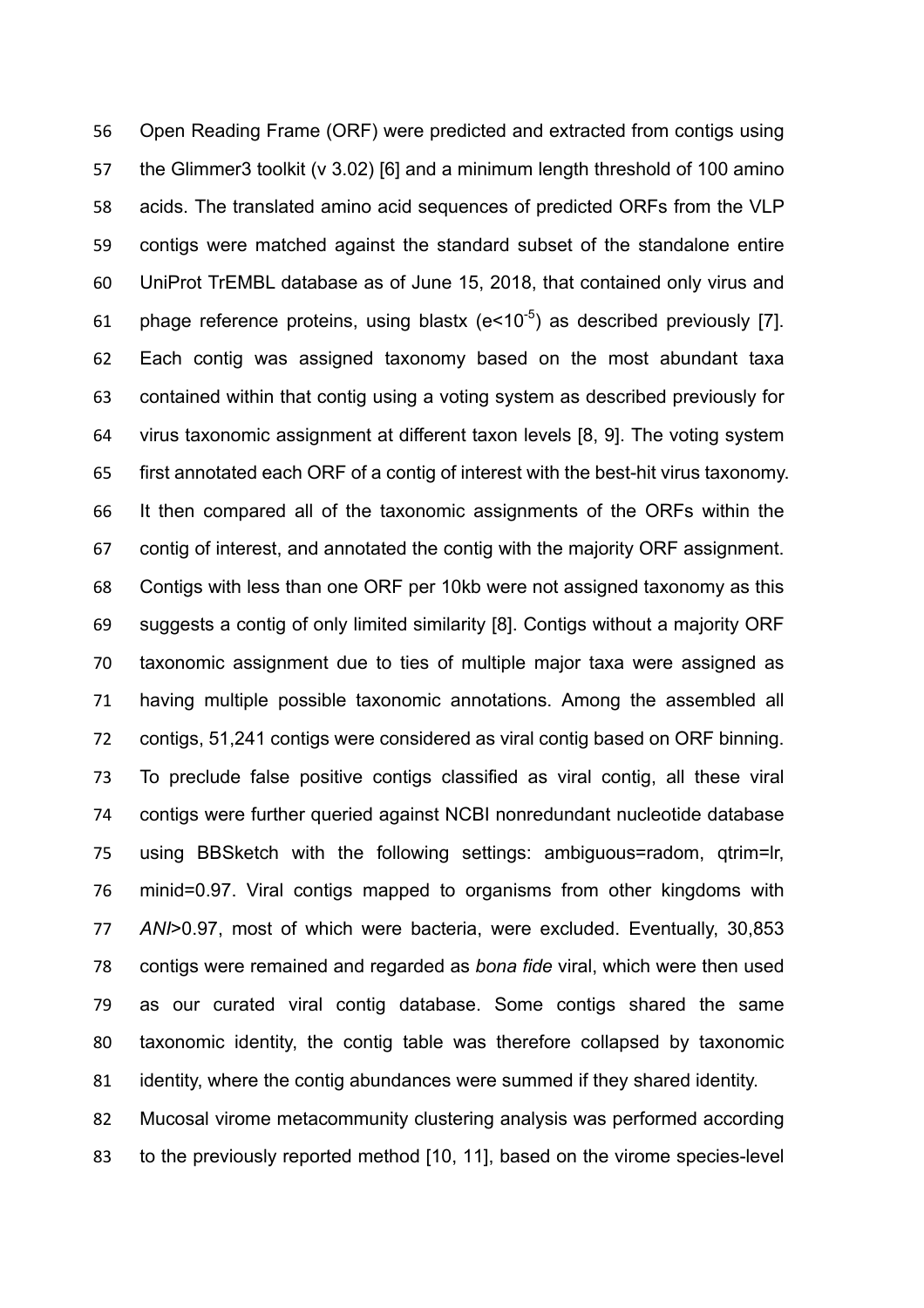Open Reading Frame (ORF) were predicted and extracted from contigs using the Glimmer3 toolkit (v 3.02) [6] and a minimum length threshold of 100 amino acids. The translated amino acid sequences of predicted ORFs from the VLP contigs were matched against the standard subset of the standalone entire UniProt TrEMBL database as of June 15, 2018, that contained only virus and phage reference proteins, using blastx ($e<10^{-5}$) as described previously [7]. Each contig was assigned taxonomy based on the most abundant taxa contained within that contig using a voting system as described previously for virus taxonomic assignment at different taxon levels [8, 9]. The voting system first annotated each ORF of a contig of interest with the best-hit virus taxonomy. It then compared all of the taxonomic assignments of the ORFs within the contig of interest, and annotated the contig with the majority ORF assignment. Contigs with less than one ORF per 10kb were not assigned taxonomy as this suggests a contig of only limited similarity [8]. Contigs without a majority ORF taxonomic assignment due to ties of multiple major taxa were assigned as having multiple possible taxonomic annotations. Among the assembled all contigs, 51,241 contigs were considered as viral contig based on ORF binning. To preclude false positive contigs classified as viral contig, all these viral contigs were further queried against NCBI nonredundant nucleotide database using BBSketch with the following settings: ambiguous=radom, qtrim=lr, minid=0.97. Viral contigs mapped to organisms from other kingdoms with *ANI*>0.97, most of which were bacteria, were excluded. Eventually, 30,853 contigs were remained and regarded as *bona fide* viral, which were then used as our curated viral contig database. Some contigs shared the same taxonomic identity, the contig table was therefore collapsed by taxonomic identity, where the contig abundances were summed if they shared identity.

Mucosal virome metacommunity clustering analysis was performed according to the previously reported method [10, 11], based on the virome species-level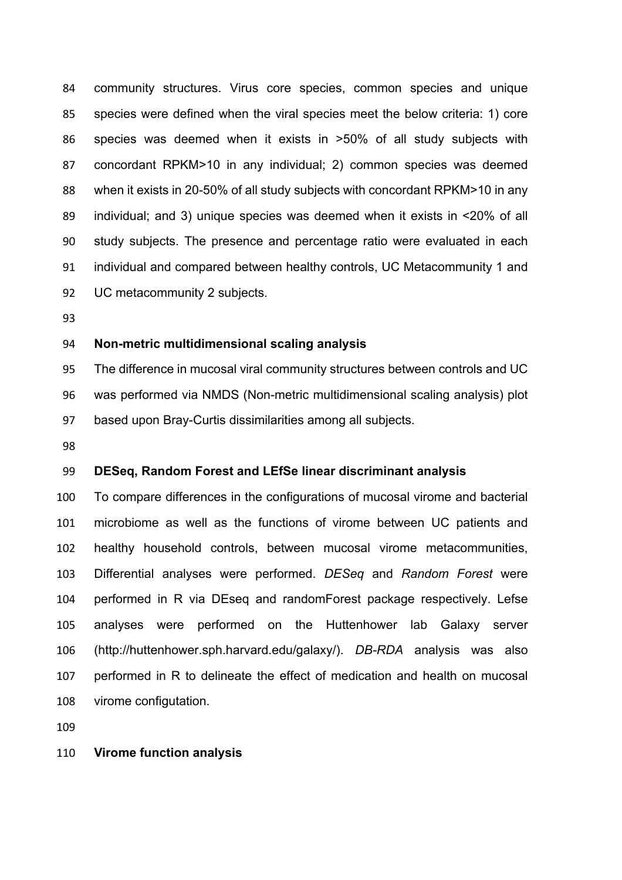community structures. Virus core species, common species and unique species were defined when the viral species meet the below criteria: 1) core species was deemed when it exists in >50% of all study subjects with concordant RPKM>10 in any individual; 2) common species was deemed when it exists in 20-50% of all study subjects with concordant RPKM>10 in any individual; and 3) unique species was deemed when it exists in <20% of all study subjects. The presence and percentage ratio were evaluated in each individual and compared between healthy controls, UC Metacommunity 1 and UC metacommunity 2 subjects.

**Non-metric multidimensional scaling analysis**

The difference in mucosal viral community structures between controls and UC was performed via NMDS (Non-metric multidimensional scaling analysis) plot based upon Bray-Curtis dissimilarities among all subjects.

**DESeq, Random Forest and LEfSe linear discriminant analysis**

To compare differences in the configurations of mucosal virome and bacterial microbiome as well as the functions of virome between UC patients and healthy household controls, between mucosal virome metacommunities, Differential analyses were performed. *DESeq* and *Random Forest* were performed in R via DEseq and randomForest package respectively. Lefse analyses were performed on the Huttenhower lab Galaxy server (http://huttenhower.sph.harvard.edu/galaxy/). *DB-RDA* analysis was also performed in R to delineate the effect of medication and health on mucosal virome configutation.

**Virome function analysis**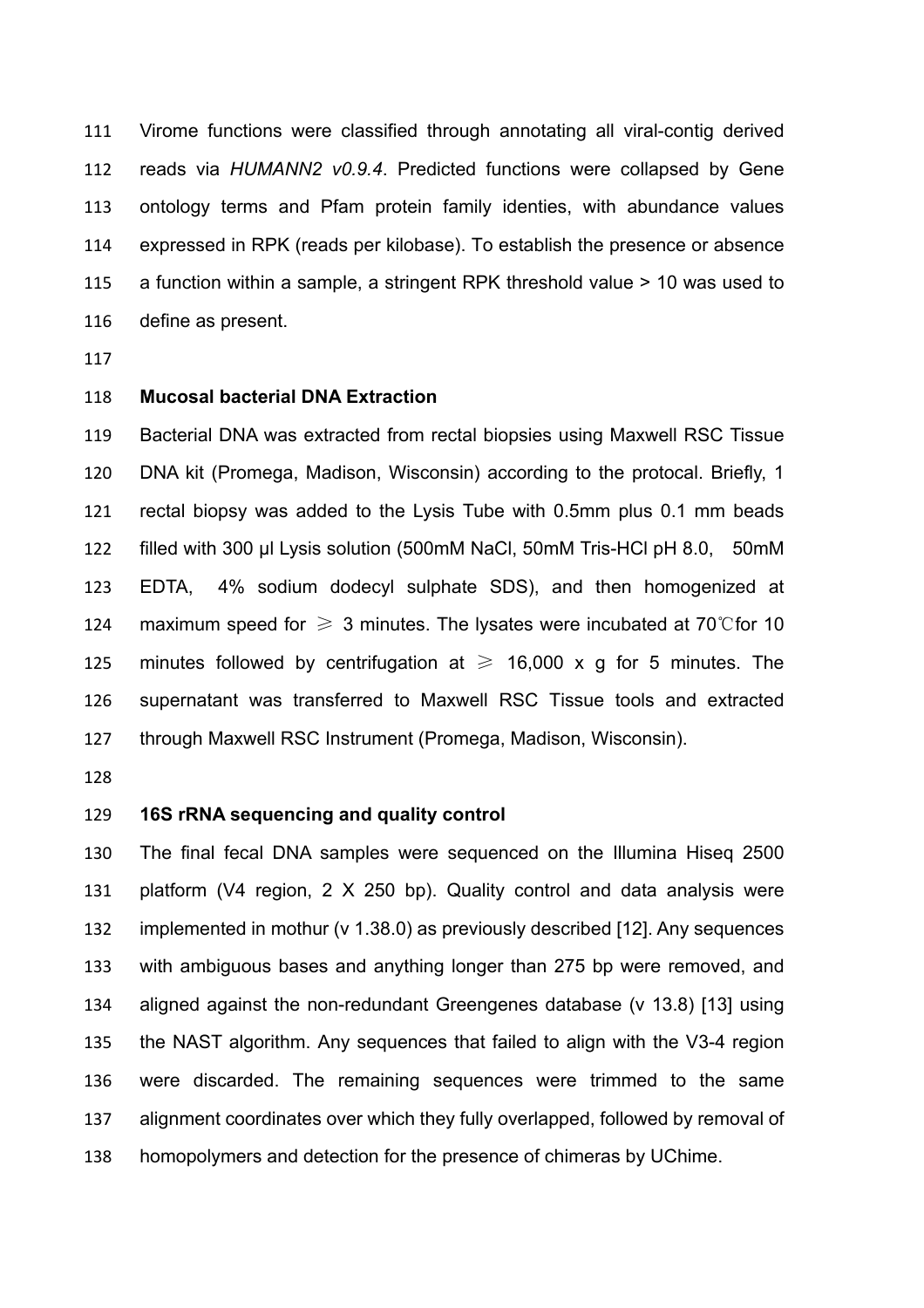Virome functions were classified through annotating all viral-contig derived reads via *HUMANN2 v0.9.4*. Predicted functions were collapsed by Gene ontology terms and Pfam protein family identies, with abundance values expressed in RPK (reads per kilobase). To establish the presence or absence a function within a sample, a stringent RPK threshold value > 10 was used to define as present.

**Mucosal bacterial DNA Extraction**

Bacterial DNA was extracted from rectal biopsies using Maxwell RSC Tissue DNA kit (Promega, Madison, Wisconsin) according to the protocal. Briefly, 1 rectal biopsy was added to the Lysis Tube with 0.5mm plus 0.1 mm beads filled with 300 μl Lysis solution (500mM NaCl, 50mM Tris-HCl pH 8.0, 50mM EDTA, 4% sodium dodecyl sulphate SDS), and then homogenized at maximum speed for ≥ 3 minutes. The lysates were incubated at 70℃for 10 minutes followed by centrifugation at ≥ 16,000 x g for 5 minutes. The supernatant was transferred to Maxwell RSC Tissue tools and extracted through Maxwell RSC Instrument (Promega, Madison, Wisconsin).

**16S rRNA sequencing and quality control**

The final fecal DNA samples were sequenced on the Illumina Hiseq 2500 platform (V4 region, 2 X 250 bp). Quality control and data analysis were implemented in mothur (v 1.38.0) as previously described [12]. Any sequences with ambiguous bases and anything longer than 275 bp were removed, and aligned against the non-redundant Greengenes database (v 13.8) [13] using the NAST algorithm. Any sequences that failed to align with the V3-4 region were discarded. The remaining sequences were trimmed to the same alignment coordinates over which they fully overlapped, followed by removal of homopolymers and detection for the presence of chimeras by UChime.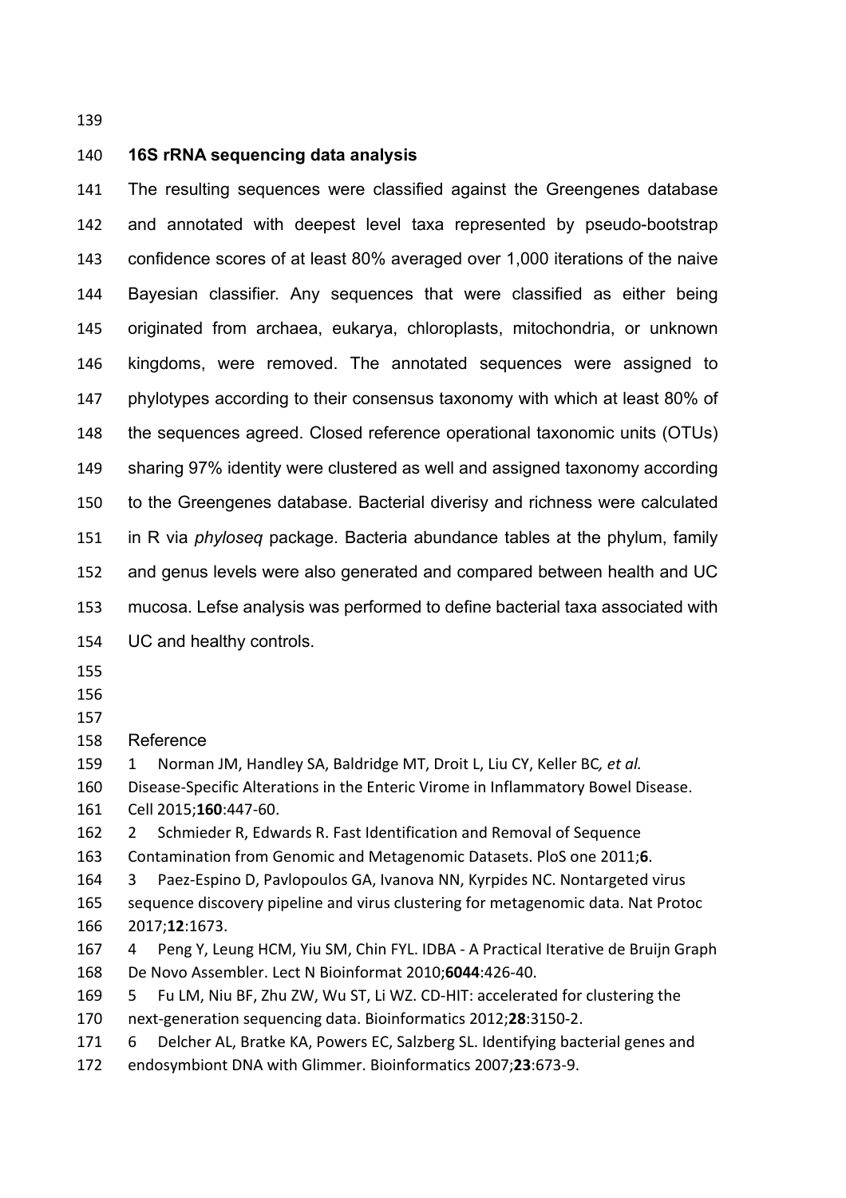### 16S rRNA sequencing data analysis

The resulting sequences were classified against the Greengenes database and annotated with deepest level taxa represented by pseudo-bootstrap confidence scores of at least 80% averaged over 1,000 iterations of the naive Bayesian classifier. Any sequences that were classified as either being originated from archaea, eukarya, chloroplasts, mitochondria, or unknown kingdoms, were removed. The annotated sequences were assigned to phylotypes according to their consensus taxonomy with which at least 80% of the sequences agreed. Closed reference operational taxonomic units (OTUs) sharing 97% identity were clustered as well and assigned taxonomy according to the Greengenes database. Bacterial diverisy and richness were calculated in R via *phyloseq* package. Bacteria abundance tables at the phylum, family and genus levels were also generated and compared between health and UC mucosa. Lefse analysis was performed to define bacterial taxa associated with UC and healthy controls.

Reference

1 Norman JM, Handley SA, Baldridge MT, Droit L, Liu CY, Keller BC*, et al.* Disease-Specific Alterations in the Enteric Virome in Inflammatory Bowel Disease. Cell 2015;**160**:447-60.

2 Schmieder R, Edwards R. Fast Identification and Removal of Sequence Contamination from Genomic and Metagenomic Datasets. PloS one 2011;**6**.

3 Paez-Espino D, Pavlopoulos GA, Ivanova NN, Kyrpides NC. Nontargeted virus sequence discovery pipeline and virus clustering for metagenomic data. Nat Protoc 2017;**12**:1673.

4 Peng Y, Leung HCM, Yiu SM, Chin FYL. IDBA - A Practical Iterative de Bruijn Graph De Novo Assembler. Lect N Bioinformat 2010;**6044**:426-40.

5 Fu LM, Niu BF, Zhu ZW, Wu ST, Li WZ. CD-HIT: accelerated for clustering the next-generation sequencing data. Bioinformatics 2012;**28**:3150-2.

6 Delcher AL, Bratke KA, Powers EC, Salzberg SL. Identifying bacterial genes and endosymbiont DNA with Glimmer. Bioinformatics 2007;**23**:673-9.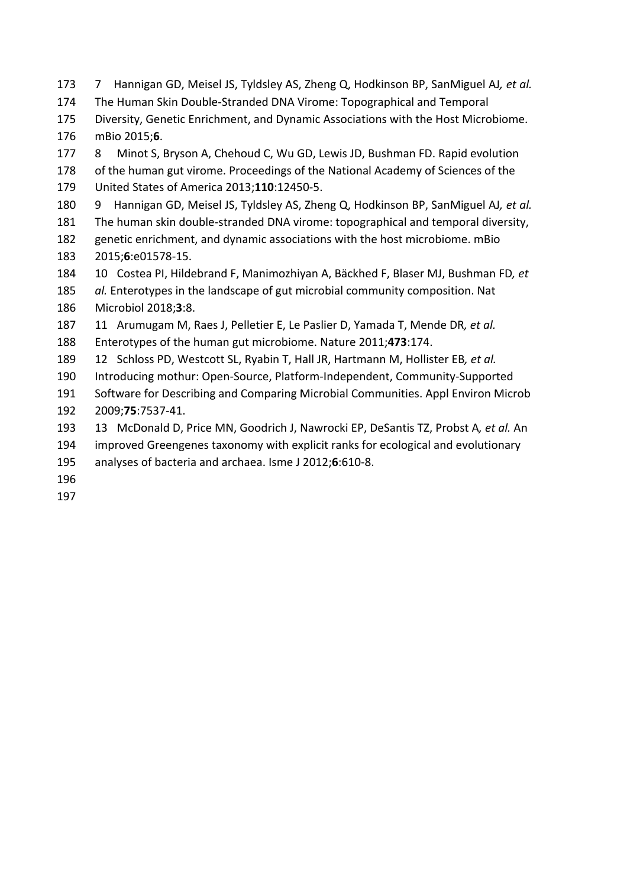7 Hannigan GD, Meisel JS, Tyldsley AS, Zheng Q, Hodkinson BP, SanMiguel AJ*, et al.* The Human Skin Double-Stranded DNA Virome: Topographical and Temporal Diversity, Genetic Enrichment, and Dynamic Associations with the Host Microbiome. mBio 2015;**6**.

8 Minot S, Bryson A, Chehoud C, Wu GD, Lewis JD, Bushman FD. Rapid evolution of the human gut virome. Proceedings of the National Academy of Sciences of the United States of America 2013;**110**:12450-5.

9 Hannigan GD, Meisel JS, Tyldsley AS, Zheng Q, Hodkinson BP, SanMiguel AJ*, et al.* The human skin double-stranded DNA virome: topographical and temporal diversity, genetic enrichment, and dynamic associations with the host microbiome. mBio 2015;**6**:e01578-15.

10 Costea PI, Hildebrand F, Manimozhiyan A, Bäckhed F, Blaser MJ, Bushman FD*, et al.* Enterotypes in the landscape of gut microbial community composition. Nat Microbiol 2018;**3**:8.

11 Arumugam M, Raes J, Pelletier E, Le Paslier D, Yamada T, Mende DR*, et al.* Enterotypes of the human gut microbiome. Nature 2011;**473**:174.

12 Schloss PD, Westcott SL, Ryabin T, Hall JR, Hartmann M, Hollister EB*, et al.* Introducing mothur: Open-Source, Platform-Independent, Community-Supported Software for Describing and Comparing Microbial Communities. Appl Environ Microb 2009;**75**:7537-41.

13 McDonald D, Price MN, Goodrich J, Nawrocki EP, DeSantis TZ, Probst A*, et al.* An improved Greengenes taxonomy with explicit ranks for ecological and evolutionary analyses of bacteria and archaea. Isme J 2012;**6**:610-8.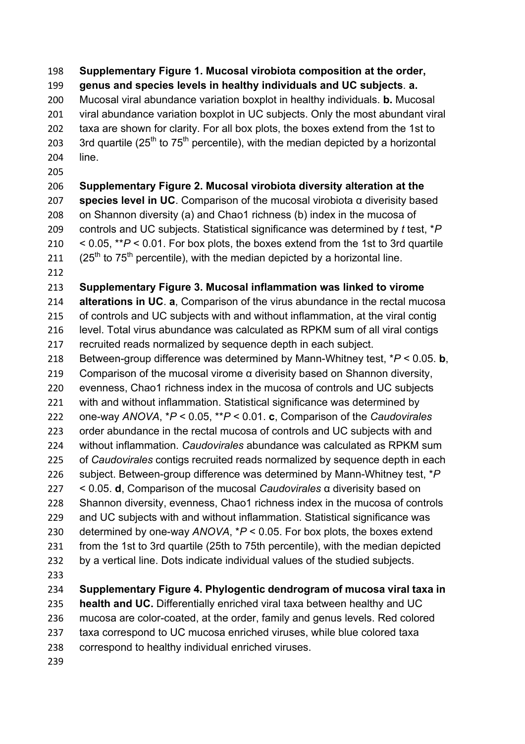**Supplementary Figure 1. Mucosal virobiota composition at the order, genus and species levels in healthy individuals and UC subjects**. **a.** Mucosal viral abundance variation boxplot in healthy individuals. **b.** Mucosal viral abundance variation boxplot in UC subjects. Only the most abundant viral taxa are shown for clarity. For all box plots, the boxes extend from the 1st to 3rd quartile ($25^{th}$ to $75^{th}$ percentile), with the median depicted by a horizontal line.

**Supplementary Figure 2. Mucosal virobiota diversity alteration at the species level in UC**. Comparison of the mucosal virobiota α diverisity based on Shannon diversity (a) and Chao1 richness (b) index in the mucosa of controls and UC subjects. Statistical significance was determined by *t* test, *$P < 0.05$, **$P < 0.01$. For box plots, the boxes extend from the 1st to 3rd quartile ($25^{th}$ to $75^{th}$ percentile), with the median depicted by a horizontal line.

**Supplementary Figure 3. Mucosal inflammation was linked to virome alterations in UC**. **a**, Comparison of the virus abundance in the rectal mucosa of controls and UC subjects with and without inflammation, at the viral contig level. Total virus abundance was calculated as RPKM sum of all viral contigs recruited reads normalized by sequence depth in each subject. Between-group difference was determined by Mann-Whitney test, *$P < 0.05$. **b**, Comparison of the mucosal virome α diverisity based on Shannon diversity, evenness, Chao1 richness index in the mucosa of controls and UC subjects with and without inflammation. Statistical significance was determined by one-way *ANOVA*, *$P < 0.05$, **$P < 0.01$. **c**, Comparison of the *Caudovirales* order abundance in the rectal mucosa of controls and UC subjects with and without inflammation. *Caudovirales* abundance was calculated as RPKM sum of *Caudovirales* contigs recruited reads normalized by sequence depth in each subject. Between-group difference was determined by Mann-Whitney test, *$P < 0.05$. **d**, Comparison of the mucosal *Caudovirales* α diverisity based on Shannon diversity, evenness, Chao1 richness index in the mucosa of controls and UC subjects with and without inflammation. Statistical significance was determined by one-way *ANOVA*, *$P < 0.05$. For box plots, the boxes extend from the 1st to 3rd quartile (25th to 75th percentile), with the median depicted by a vertical line. Dots indicate individual values of the studied subjects.

**Supplementary Figure 4. Phylogentic dendrogram of mucosa viral taxa in health and UC.** Differentially enriched viral taxa between healthy and UC mucosa are color-coated, at the order, family and genus levels. Red colored taxa correspond to UC mucosa enriched viruses, while blue colored taxa correspond to healthy individual enriched viruses.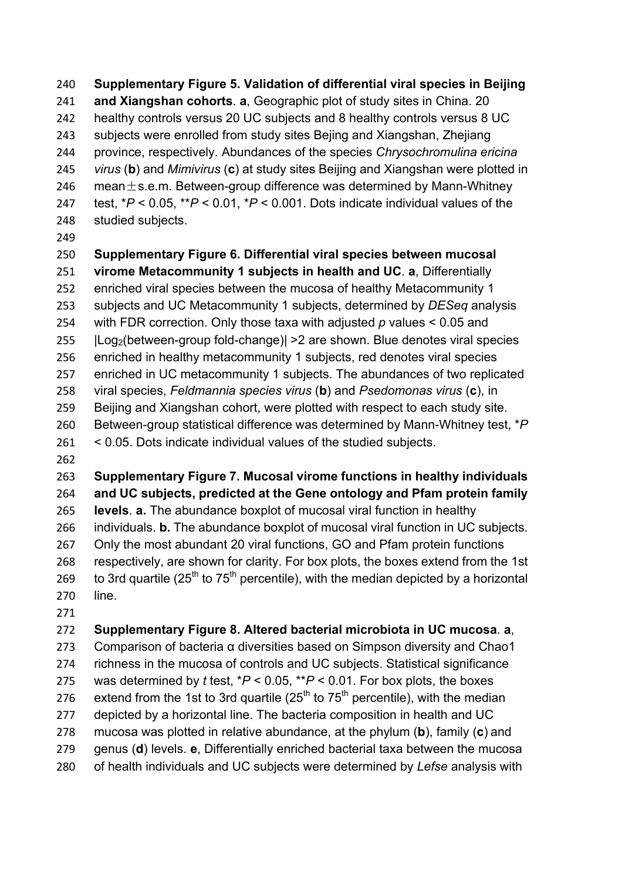**Supplementary Figure 5. Validation of differential viral species in Beijing and Xiangshan cohorts**. **a**, Geographic plot of study sites in China. 20 healthy controls versus 20 UC subjects and 8 healthy controls versus 8 UC subjects were enrolled from study sites Bejing and Xiangshan, Zhejiang province, respectively. Abundances of the species *Chrysochromulina ericina virus* (**b**) and *Mimivirus* (**c**) at study sites Beijing and Xiangshan were plotted in mean ± s.e.m. Between-group difference was determined by Mann-Whitney test, \**P* < 0.05, \*\**P* < 0.01, \**P* < 0.001. Dots indicate individual values of the studied subjects.

**Supplementary Figure 6. Differential viral species between mucosal virome Metacommunity 1 subjects in health and UC**. **a**, Differentially enriched viral species between the mucosa of healthy Metacommunity 1 subjects and UC Metacommunity 1 subjects, determined by *DESeq* analysis with FDR correction. Only those taxa with adjusted *p* values < 0.05 and $|\text{Log}_2(\text{between-group fold-change})| > 2$ are shown. Blue denotes viral species enriched in healthy metacommunity 1 subjects, red denotes viral species enriched in UC metacommunity 1 subjects. The abundances of two replicated viral species, *Feldmannia species virus* (**b**) and *Psedomonas virus* (**c**), in Beijing and Xiangshan cohort, were plotted with respect to each study site. Between-group statistical difference was determined by Mann-Whitney test, \**P* < 0.05. Dots indicate individual values of the studied subjects.

**Supplementary Figure 7. Mucosal virome functions in healthy individuals and UC subjects, predicted at the Gene ontology and Pfam protein family levels**. **a.** The abundance boxplot of mucosal viral function in healthy individuals. **b.** The abundance boxplot of mucosal viral function in UC subjects. Only the most abundant 20 viral functions, GO and Pfam protein functions respectively, are shown for clarity. For box plots, the boxes extend from the 1st to 3rd quartile ($25^{th}$ to $75^{th}$ percentile), with the median depicted by a horizontal line.

**Supplementary Figure 8. Altered bacterial microbiota in UC mucosa**. **a**, Comparison of bacteria α diversities based on Simpson diversity and Chao1 richness in the mucosa of controls and UC subjects. Statistical significance was determined by *t* test, \**P* < 0.05, \*\**P* < 0.01. For box plots, the boxes extend from the 1st to 3rd quartile ($25^{th}$ to $75^{th}$ percentile), with the median depicted by a horizontal line. The bacteria composition in health and UC mucosa was plotted in relative abundance, at the phylum (**b**), family (**c**) and genus (**d**) levels. **e**, Differentially enriched bacterial taxa between the mucosa of health individuals and UC subjects were determined by *Lefse* analysis with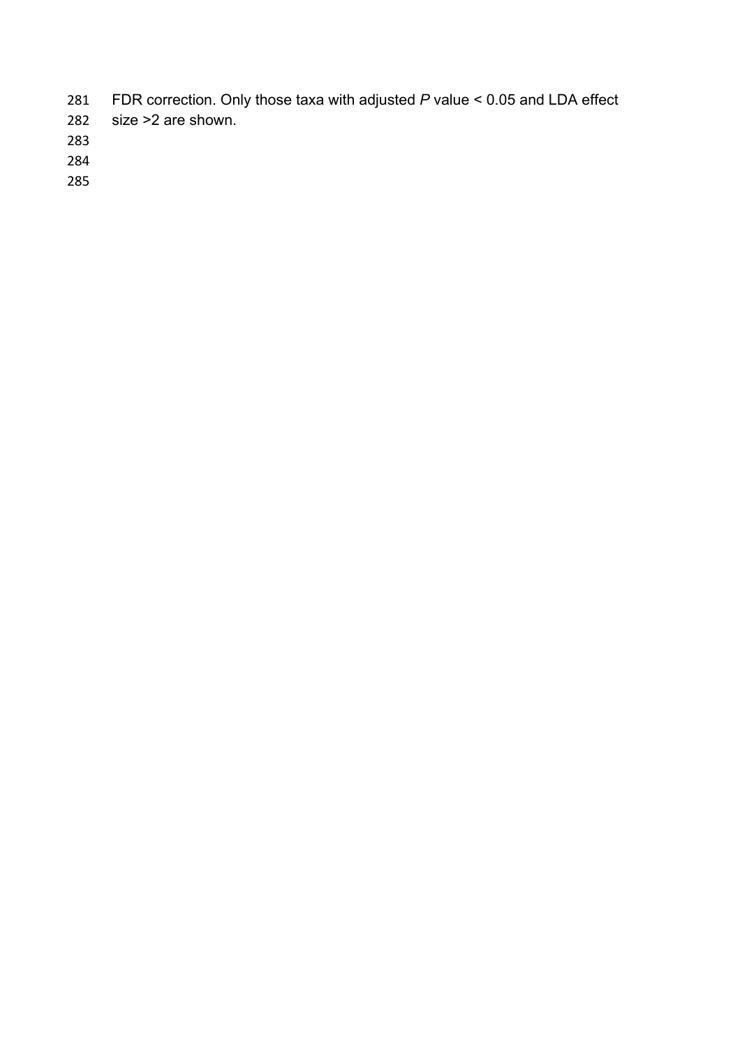FDR correction. Only those taxa with adjusted *P* value < 0.05 and LDA effect size >2 are shown.